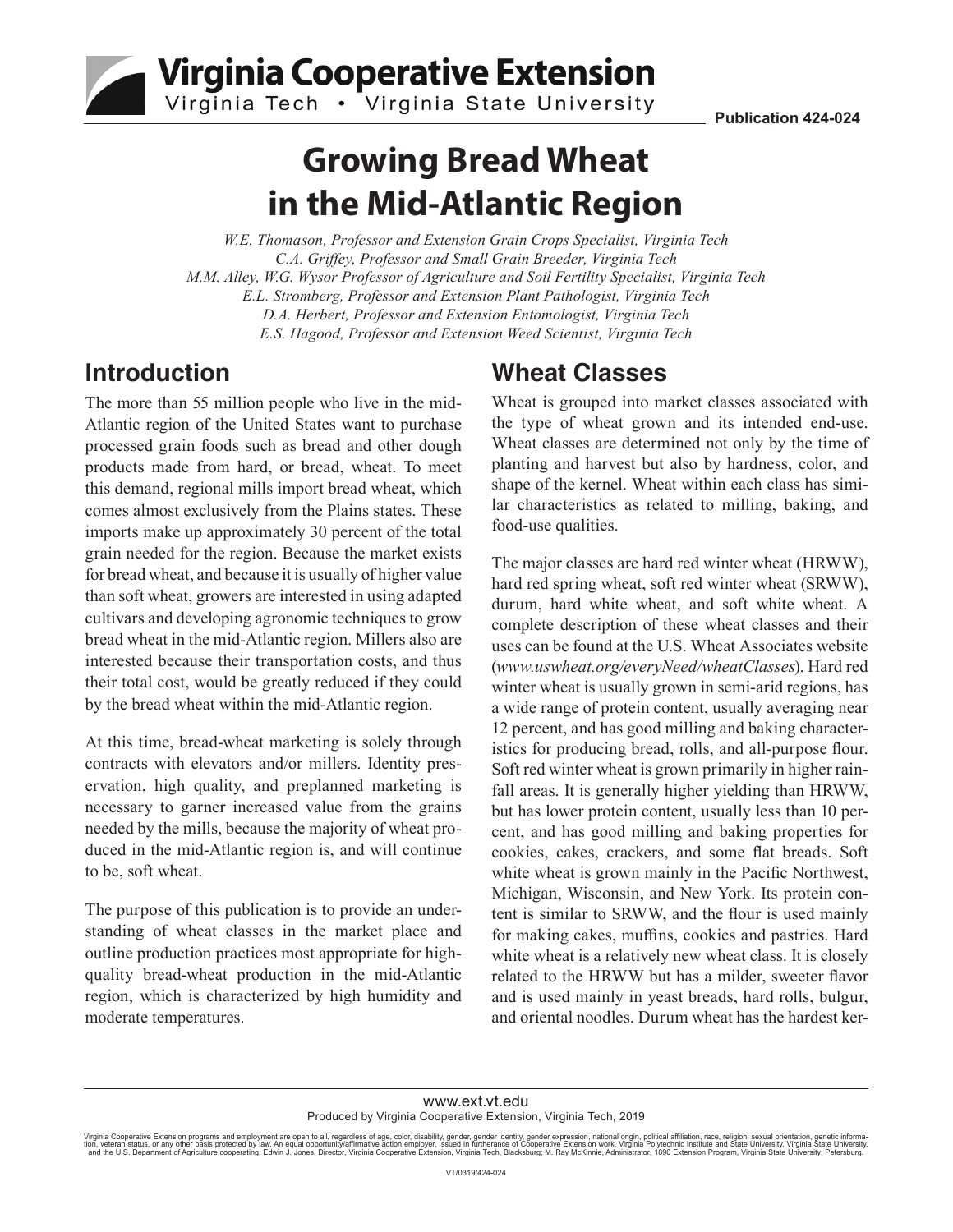Virginia Cooperative Extension
Virginia Tech • Virginia State University

Publication 424-024

# Growing Bread Wheat in the Mid-Atlantic Region

*W.E. Thomason, Professor and Extension Grain Crops Specialist, Virginia Tech*
*C.A. Griffey, Professor and Small Grain Breeder, Virginia Tech*
*M.M. Alley, W.G. Wysor Professor of Agriculture and Soil Fertility Specialist, Virginia Tech*
*E.L. Stromberg, Professor and Extension Plant Pathologist, Virginia Tech*
*D.A. Herbert, Professor and Extension Entomologist, Virginia Tech*
*E.S. Hagood, Professor and Extension Weed Scientist, Virginia Tech*

## Introduction

The more than 55 million people who live in the mid-Atlantic region of the United States want to purchase processed grain foods such as bread and other dough products made from hard, or bread, wheat. To meet this demand, regional mills import bread wheat, which comes almost exclusively from the Plains states. These imports make up approximately 30 percent of the total grain needed for the region. Because the market exists for bread wheat, and because it is usually of higher value than soft wheat, growers are interested in using adapted cultivars and developing agronomic techniques to grow bread wheat in the mid-Atlantic region. Millers also are interested because their transportation costs, and thus their total cost, would be greatly reduced if they could by the bread wheat within the mid-Atlantic region.

At this time, bread-wheat marketing is solely through contracts with elevators and/or millers. Identity preservation, high quality, and preplanned marketing is necessary to garner increased value from the grains needed by the mills, because the majority of wheat produced in the mid-Atlantic region is, and will continue to be, soft wheat.

The purpose of this publication is to provide an understanding of wheat classes in the market place and outline production practices most appropriate for high-quality bread-wheat production in the mid-Atlantic region, which is characterized by high humidity and moderate temperatures.

## Wheat Classes

Wheat is grouped into market classes associated with the type of wheat grown and its intended end-use. Wheat classes are determined not only by the time of planting and harvest but also by hardness, color, and shape of the kernel. Wheat within each class has similar characteristics as related to milling, baking, and food-use qualities.

The major classes are hard red winter wheat (HRWW), hard red spring wheat, soft red winter wheat (SRWW), durum, hard white wheat, and soft white wheat. A complete description of these wheat classes and their uses can be found at the U.S. Wheat Associates website (*www.uswheat.org/everyNeed/wheatClasses*). Hard red winter wheat is usually grown in semi-arid regions, has a wide range of protein content, usually averaging near 12 percent, and has good milling and baking characteristics for producing bread, rolls, and all-purpose flour. Soft red winter wheat is grown primarily in higher rainfall areas. It is generally higher yielding than HRWW, but has lower protein content, usually less than 10 percent, and has good milling and baking properties for cookies, cakes, crackers, and some flat breads. Soft white wheat is grown mainly in the Pacific Northwest, Michigan, Wisconsin, and New York. Its protein content is similar to SRWW, and the flour is used mainly for making cakes, muffins, cookies and pastries. Hard white wheat is a relatively new wheat class. It is closely related to the HRWW but has a milder, sweeter flavor and is used mainly in yeast breads, hard rolls, bulgur, and oriental noodles. Durum wheat has the hardest ker-

www.ext.vt.edu
Produced by Virginia Cooperative Extension, Virginia Tech, 2019

Virginia Cooperative Extension programs and employment are open to all, regardless of age, color, disability, gender, gender identity, gender expression, national origin, political affiliation, race, religion, sexual orientation, genetic information, veteran status, or any other basis protected by law. An equal opportunity/affirmative action employer. Issued in furtherance of Cooperative Extension work, Virginia Polytechnic Institute and State University, Virginia State University, and the U.S. Department of Agriculture cooperating. Edwin J. Jones, Director, Virginia Cooperative Extension, Virginia Tech, Blacksburg; M. Ray McKinnie, Administrator, 1890 Extension Program, Virginia State University, Petersburg.

VT/0319/424-024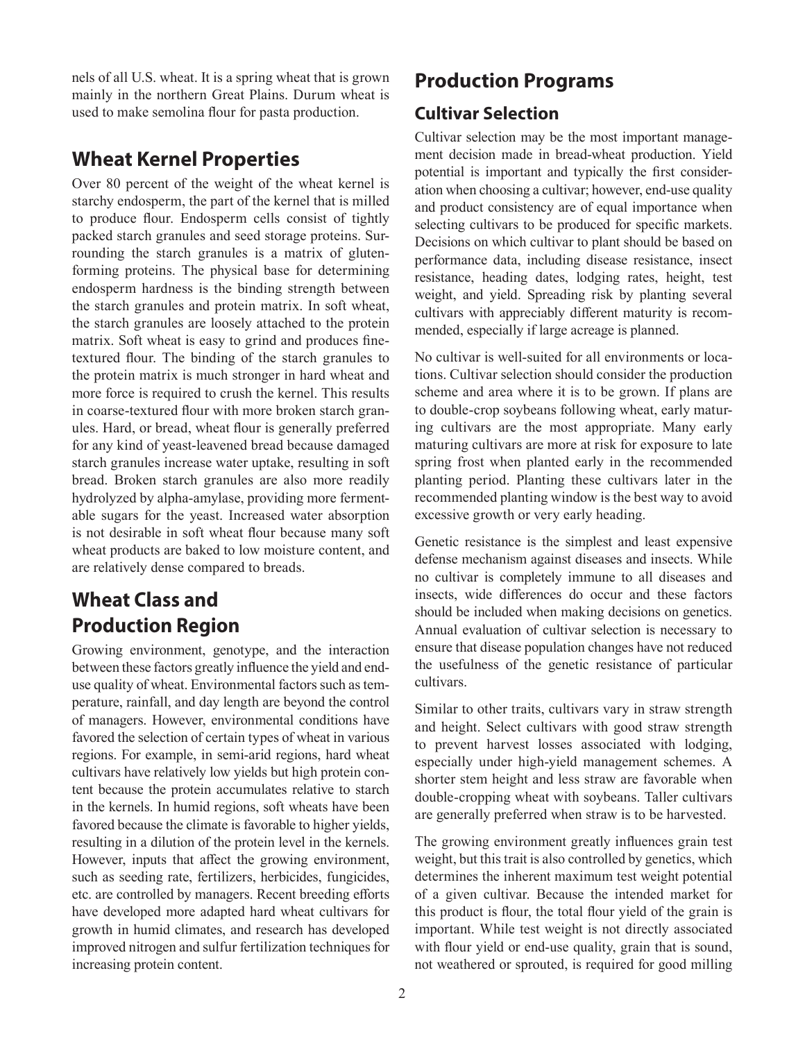nels of all U.S. wheat. It is a spring wheat that is grown mainly in the northern Great Plains. Durum wheat is used to make semolina flour for pasta production.

## Wheat Kernel Properties

Over 80 percent of the weight of the wheat kernel is starchy endosperm, the part of the kernel that is milled to produce flour. Endosperm cells consist of tightly packed starch granules and seed storage proteins. Surrounding the starch granules is a matrix of gluten-forming proteins. The physical base for determining endosperm hardness is the binding strength between the starch granules and protein matrix. In soft wheat, the starch granules are loosely attached to the protein matrix. Soft wheat is easy to grind and produces fine-textured flour. The binding of the starch granules to the protein matrix is much stronger in hard wheat and more force is required to crush the kernel. This results in coarse-textured flour with more broken starch granules. Hard, or bread, wheat flour is generally preferred for any kind of yeast-leavened bread because damaged starch granules increase water uptake, resulting in soft bread. Broken starch granules are also more readily hydrolyzed by alpha-amylase, providing more fermentable sugars for the yeast. Increased water absorption is not desirable in soft wheat flour because many soft wheat products are baked to low moisture content, and are relatively dense compared to breads.

## Wheat Class and Production Region

Growing environment, genotype, and the interaction between these factors greatly influence the yield and end-use quality of wheat. Environmental factors such as temperature, rainfall, and day length are beyond the control of managers. However, environmental conditions have favored the selection of certain types of wheat in various regions. For example, in semi-arid regions, hard wheat cultivars have relatively low yields but high protein content because the protein accumulates relative to starch in the kernels. In humid regions, soft wheats have been favored because the climate is favorable to higher yields, resulting in a dilution of the protein level in the kernels. However, inputs that affect the growing environment, such as seeding rate, fertilizers, herbicides, fungicides, etc. are controlled by managers. Recent breeding efforts have developed more adapted hard wheat cultivars for growth in humid climates, and research has developed improved nitrogen and sulfur fertilization techniques for increasing protein content.

## Production Programs

### Cultivar Selection

Cultivar selection may be the most important management decision made in bread-wheat production. Yield potential is important and typically the first consideration when choosing a cultivar; however, end-use quality and product consistency are of equal importance when selecting cultivars to be produced for specific markets. Decisions on which cultivar to plant should be based on performance data, including disease resistance, insect resistance, heading dates, lodging rates, height, test weight, and yield. Spreading risk by planting several cultivars with appreciably different maturity is recommended, especially if large acreage is planned.

No cultivar is well-suited for all environments or locations. Cultivar selection should consider the production scheme and area where it is to be grown. If plans are to double-crop soybeans following wheat, early maturing cultivars are the most appropriate. Many early maturing cultivars are more at risk for exposure to late spring frost when planted early in the recommended planting period. Planting these cultivars later in the recommended planting window is the best way to avoid excessive growth or very early heading.

Genetic resistance is the simplest and least expensive defense mechanism against diseases and insects. While no cultivar is completely immune to all diseases and insects, wide differences do occur and these factors should be included when making decisions on genetics. Annual evaluation of cultivar selection is necessary to ensure that disease population changes have not reduced the usefulness of the genetic resistance of particular cultivars.

Similar to other traits, cultivars vary in straw strength and height. Select cultivars with good straw strength to prevent harvest losses associated with lodging, especially under high-yield management schemes. A shorter stem height and less straw are favorable when double-cropping wheat with soybeans. Taller cultivars are generally preferred when straw is to be harvested.

The growing environment greatly influences grain test weight, but this trait is also controlled by genetics, which determines the inherent maximum test weight potential of a given cultivar. Because the intended market for this product is flour, the total flour yield of the grain is important. While test weight is not directly associated with flour yield or end-use quality, grain that is sound, not weathered or sprouted, is required for good milling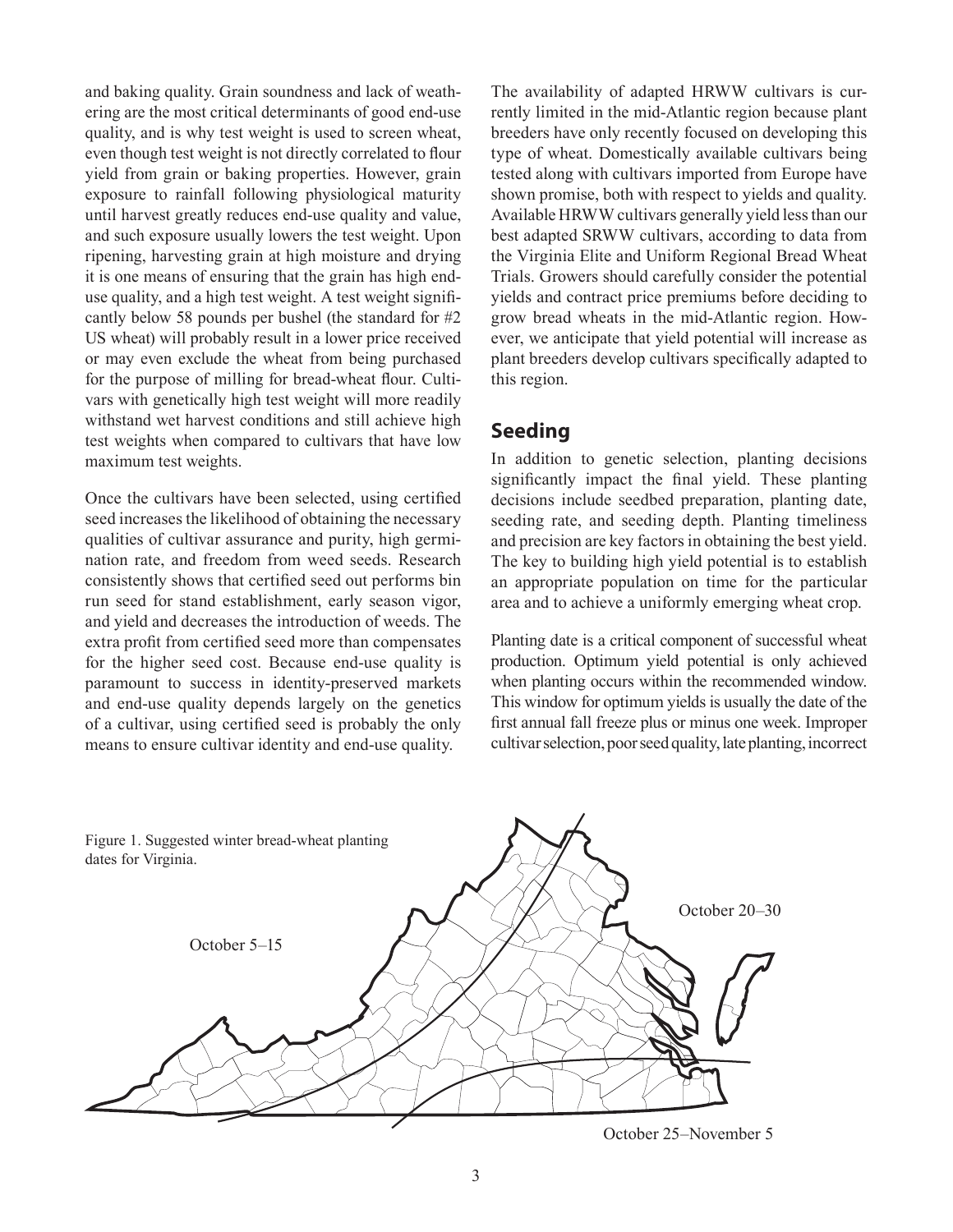and baking quality. Grain soundness and lack of weathering are the most critical determinants of good end-use quality, and is why test weight is used to screen wheat, even though test weight is not directly correlated to flour yield from grain or baking properties. However, grain exposure to rainfall following physiological maturity until harvest greatly reduces end-use quality and value, and such exposure usually lowers the test weight. Upon ripening, harvesting grain at high moisture and drying it is one means of ensuring that the grain has high end-use quality, and a high test weight. A test weight significantly below 58 pounds per bushel (the standard for #2 US wheat) will probably result in a lower price received or may even exclude the wheat from being purchased for the purpose of milling for bread-wheat flour. Cultivars with genetically high test weight will more readily withstand wet harvest conditions and still achieve high test weights when compared to cultivars that have low maximum test weights.

Once the cultivars have been selected, using certified seed increases the likelihood of obtaining the necessary qualities of cultivar assurance and purity, high germination rate, and freedom from weed seeds. Research consistently shows that certified seed out performs bin run seed for stand establishment, early season vigor, and yield and decreases the introduction of weeds. The extra profit from certified seed more than compensates for the higher seed cost. Because end-use quality is paramount to success in identity-preserved markets and end-use quality depends largely on the genetics of a cultivar, using certified seed is probably the only means to ensure cultivar identity and end-use quality.

The availability of adapted HRWW cultivars is currently limited in the mid-Atlantic region because plant breeders have only recently focused on developing this type of wheat. Domestically available cultivars being tested along with cultivars imported from Europe have shown promise, both with respect to yields and quality. Available HRWW cultivars generally yield less than our best adapted SRWW cultivars, according to data from the Virginia Elite and Uniform Regional Bread Wheat Trials. Growers should carefully consider the potential yields and contract price premiums before deciding to grow bread wheats in the mid-Atlantic region. However, we anticipate that yield potential will increase as plant breeders develop cultivars specifically adapted to this region.

## Seeding

In addition to genetic selection, planting decisions significantly impact the final yield. These planting decisions include seedbed preparation, planting date, seeding rate, and seeding depth. Planting timeliness and precision are key factors in obtaining the best yield. The key to building high yield potential is to establish an appropriate population on time for the particular area and to achieve a uniformly emerging wheat crop.

Planting date is a critical component of successful wheat production. Optimum yield potential is only achieved when planting occurs within the recommended window. This window for optimum yields is usually the date of the first annual fall freeze plus or minus one week. Improper cultivar selection, poor seed quality, late planting, incorrect

Figure 1. Suggested winter bread-wheat planting dates for Virginia.

October 5–15

October 20–30

October 25–November 5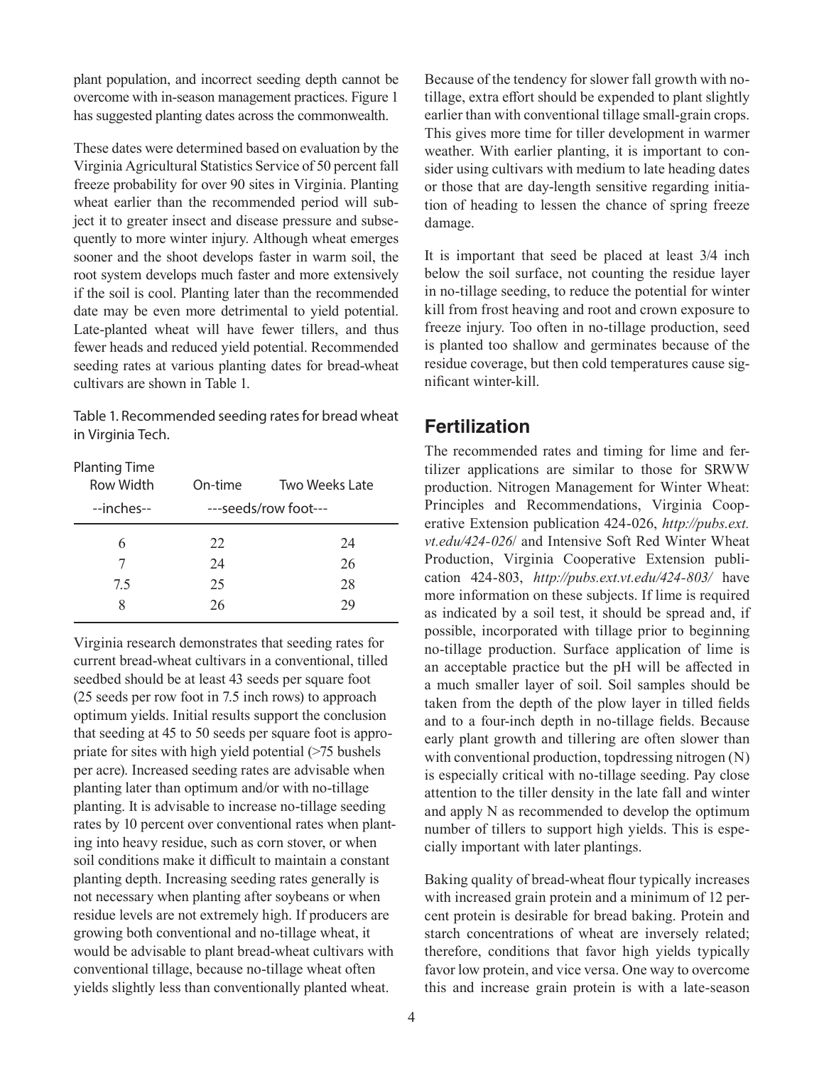plant population, and incorrect seeding depth cannot be overcome with in-season management practices. Figure 1 has suggested planting dates across the commonwealth.

These dates were determined based on evaluation by the Virginia Agricultural Statistics Service of 50 percent fall freeze probability for over 90 sites in Virginia. Planting wheat earlier than the recommended period will subject it to greater insect and disease pressure and subsequently to more winter injury. Although wheat emerges sooner and the shoot develops faster in warm soil, the root system develops much faster and more extensively if the soil is cool. Planting later than the recommended date may be even more detrimental to yield potential. Late-planted wheat will have fewer tillers, and thus fewer heads and reduced yield potential. Recommended seeding rates at various planting dates for bread-wheat cultivars are shown in Table 1.

Table 1. Recommended seeding rates for bread wheat in Virginia Tech.

| Planting Time<br>Row Width | On-time | Two Weeks Late |
|---|---|---|
| --inches-- | ---seeds/row foot--- | |
| 6 | 22 | 24 |
| 7 | 24 | 26 |
| 7.5 | 25 | 28 |
| 8 | 26 | 29 |

Virginia research demonstrates that seeding rates for current bread-wheat cultivars in a conventional, tilled seedbed should be at least 43 seeds per square foot (25 seeds per row foot in 7.5 inch rows) to approach optimum yields. Initial results support the conclusion that seeding at 45 to 50 seeds per square foot is appropriate for sites with high yield potential (>75 bushels per acre). Increased seeding rates are advisable when planting later than optimum and/or with no-tillage planting. It is advisable to increase no-tillage seeding rates by 10 percent over conventional rates when planting into heavy residue, such as corn stover, or when soil conditions make it difficult to maintain a constant planting depth. Increasing seeding rates generally is not necessary when planting after soybeans or when residue levels are not extremely high. If producers are growing both conventional and no-tillage wheat, it would be advisable to plant bread-wheat cultivars with conventional tillage, because no-tillage wheat often yields slightly less than conventionally planted wheat.

Because of the tendency for slower fall growth with no-tillage, extra effort should be expended to plant slightly earlier than with conventional tillage small-grain crops. This gives more time for tiller development in warmer weather. With earlier planting, it is important to consider using cultivars with medium to late heading dates or those that are day-length sensitive regarding initiation of heading to lessen the chance of spring freeze damage.

It is important that seed be placed at least 3/4 inch below the soil surface, not counting the residue layer in no-tillage seeding, to reduce the potential for winter kill from frost heaving and root and crown exposure to freeze injury. Too often in no-tillage production, seed is planted too shallow and germinates because of the residue coverage, but then cold temperatures cause significant winter-kill.

## Fertilization

The recommended rates and timing for lime and fertilizer applications are similar to those for SRWW production. Nitrogen Management for Winter Wheat: Principles and Recommendations, Virginia Cooperative Extension publication 424-026, *http://pubs.ext.vt.edu/424-026/* and Intensive Soft Red Winter Wheat Production, Virginia Cooperative Extension publication 424-803, *http://pubs.ext.vt.edu/424-803/* have more information on these subjects. If lime is required as indicated by a soil test, it should be spread and, if possible, incorporated with tillage prior to beginning no-tillage production. Surface application of lime is an acceptable practice but the pH will be affected in a much smaller layer of soil. Soil samples should be taken from the depth of the plow layer in tilled fields and to a four-inch depth in no-tillage fields. Because early plant growth and tillering are often slower than with conventional production, topdressing nitrogen (N) is especially critical with no-tillage seeding. Pay close attention to the tiller density in the late fall and winter and apply N as recommended to develop the optimum number of tillers to support high yields. This is especially important with later plantings.

Baking quality of bread-wheat flour typically increases with increased grain protein and a minimum of 12 percent protein is desirable for bread baking. Protein and starch concentrations of wheat are inversely related; therefore, conditions that favor high yields typically favor low protein, and vice versa. One way to overcome this and increase grain protein is with a late-season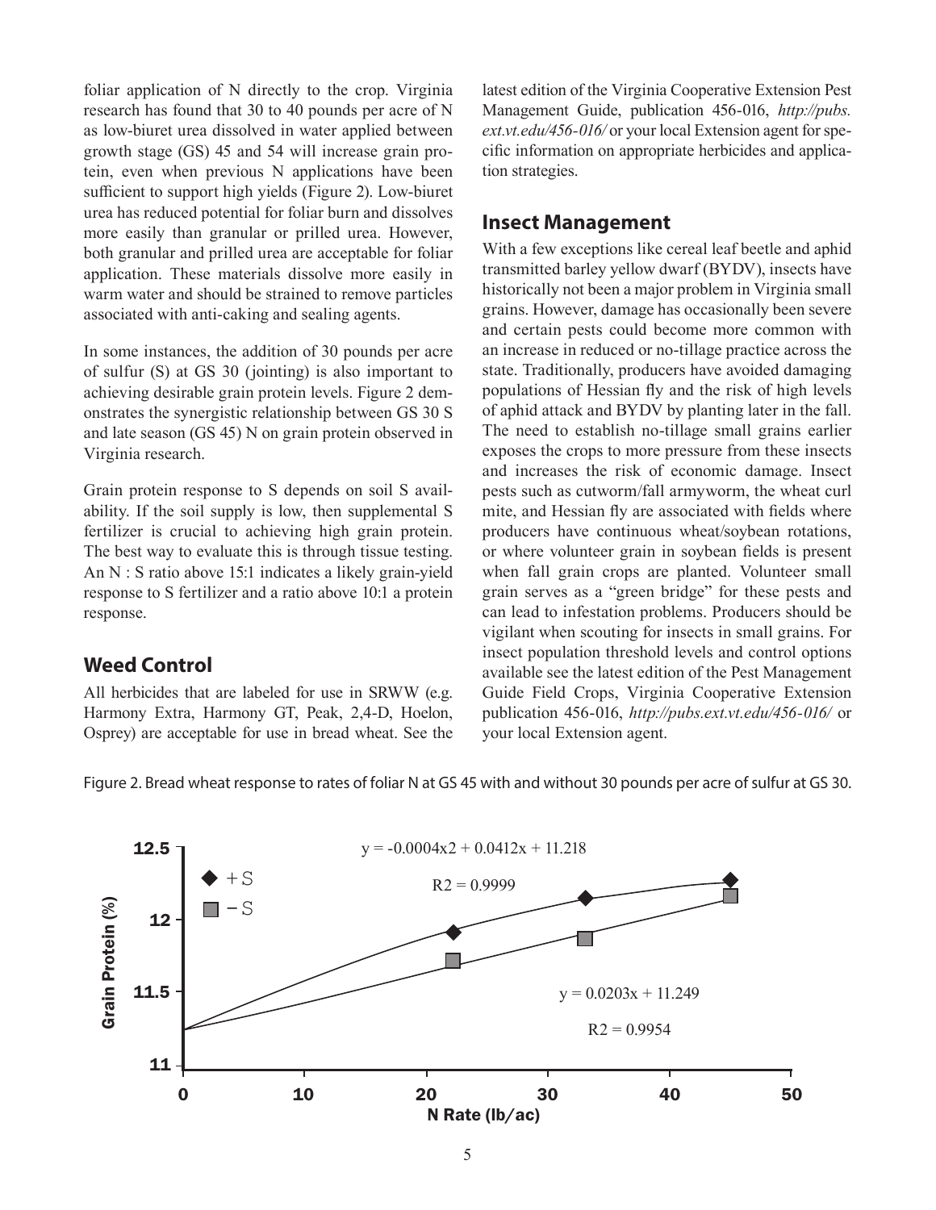foliar application of N directly to the crop. Virginia research has found that 30 to 40 pounds per acre of N as low-biuret urea dissolved in water applied between growth stage (GS) 45 and 54 will increase grain protein, even when previous N applications have been sufficient to support high yields (Figure 2). Low-biuret urea has reduced potential for foliar burn and dissolves more easily than granular or prilled urea. However, both granular and prilled urea are acceptable for foliar application. These materials dissolve more easily in warm water and should be strained to remove particles associated with anti-caking and sealing agents.

In some instances, the addition of 30 pounds per acre of sulfur (S) at GS 30 (jointing) is also important to achieving desirable grain protein levels. Figure 2 demonstrates the synergistic relationship between GS 30 S and late season (GS 45) N on grain protein observed in Virginia research.

Grain protein response to S depends on soil S availability. If the soil supply is low, then supplemental S fertilizer is crucial to achieving high grain protein. The best way to evaluate this is through tissue testing. An N : S ratio above 15:1 indicates a likely grain-yield response to S fertilizer and a ratio above 10:1 a protein response.

## Weed Control

All herbicides that are labeled for use in SRWW (e.g. Harmony Extra, Harmony GT, Peak, 2,4-D, Hoelon, Osprey) are acceptable for use in bread wheat. See the latest edition of the Virginia Cooperative Extension Pest Management Guide, publication 456-016, *http://pubs.ext.vt.edu/456-016/* or your local Extension agent for specific information on appropriate herbicides and application strategies.

## Insect Management

With a few exceptions like cereal leaf beetle and aphid transmitted barley yellow dwarf (BYDV), insects have historically not been a major problem in Virginia small grains. However, damage has occasionally been severe and certain pests could become more common with an increase in reduced or no-tillage practice across the state. Traditionally, producers have avoided damaging populations of Hessian fly and the risk of high levels of aphid attack and BYDV by planting later in the fall. The need to establish no-tillage small grains earlier exposes the crops to more pressure from these insects and increases the risk of economic damage. Insect pests such as cutworm/fall armyworm, the wheat curl mite, and Hessian fly are associated with fields where producers have continuous wheat/soybean rotations, or where volunteer grain in soybean fields is present when fall grain crops are planted. Volunteer small grain serves as a "green bridge" for these pests and can lead to infestation problems. Producers should be vigilant when scouting for insects in small grains. For insect population threshold levels and control options available see the latest edition of the Pest Management Guide Field Crops, Virginia Cooperative Extension publication 456-016, *http://pubs.ext.vt.edu/456-016/* or your local Extension agent.

Figure 2. Bread wheat response to rates of foliar N at GS 45 with and without 30 pounds per acre of sulfur at GS 30.

$y = -0.0004x^2 + 0.0412x + 11.218$, $R^2 = 0.9999$ (+S)

$y = 0.0203x + 11.249$, $R^2 = 0.9954$ (−S)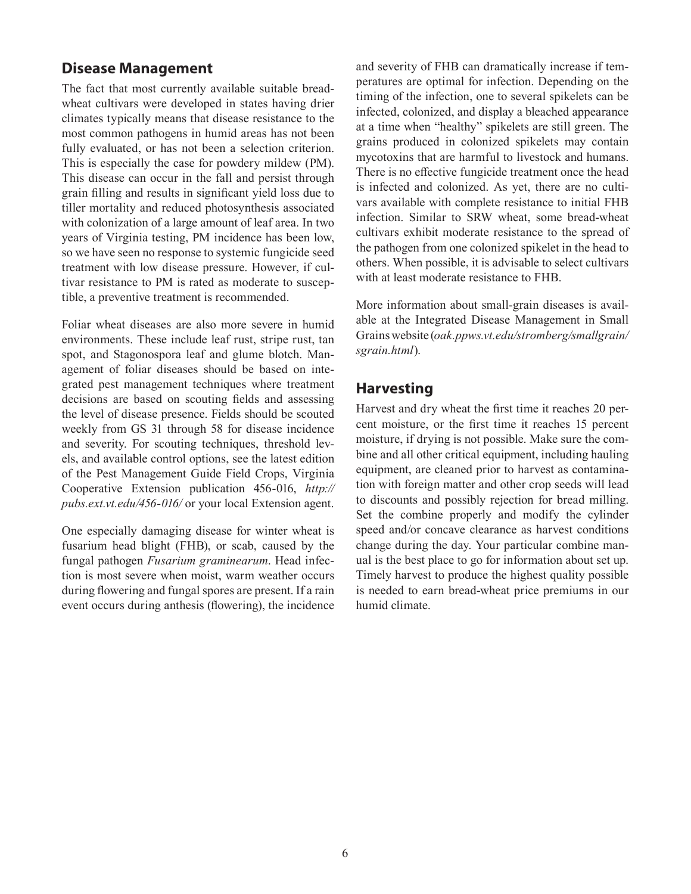## Disease Management

The fact that most currently available suitable bread-wheat cultivars were developed in states having drier climates typically means that disease resistance to the most common pathogens in humid areas has not been fully evaluated, or has not been a selection criterion. This is especially the case for powdery mildew (PM). This disease can occur in the fall and persist through grain filling and results in significant yield loss due to tiller mortality and reduced photosynthesis associated with colonization of a large amount of leaf area. In two years of Virginia testing, PM incidence has been low, so we have seen no response to systemic fungicide seed treatment with low disease pressure. However, if cultivar resistance to PM is rated as moderate to susceptible, a preventive treatment is recommended.

Foliar wheat diseases are also more severe in humid environments. These include leaf rust, stripe rust, tan spot, and Stagonospora leaf and glume blotch. Management of foliar diseases should be based on integrated pest management techniques where treatment decisions are based on scouting fields and assessing the level of disease presence. Fields should be scouted weekly from GS 31 through 58 for disease incidence and severity. For scouting techniques, threshold levels, and available control options, see the latest edition of the Pest Management Guide Field Crops, Virginia Cooperative Extension publication 456-016, *http://pubs.ext.vt.edu/456-016/* or your local Extension agent.

One especially damaging disease for winter wheat is fusarium head blight (FHB), or scab, caused by the fungal pathogen *Fusarium graminearum*. Head infection is most severe when moist, warm weather occurs during flowering and fungal spores are present. If a rain event occurs during anthesis (flowering), the incidence and severity of FHB can dramatically increase if temperatures are optimal for infection. Depending on the timing of the infection, one to several spikelets can be infected, colonized, and display a bleached appearance at a time when "healthy" spikelets are still green. The grains produced in colonized spikelets may contain mycotoxins that are harmful to livestock and humans. There is no effective fungicide treatment once the head is infected and colonized. As yet, there are no cultivars available with complete resistance to initial FHB infection. Similar to SRW wheat, some bread-wheat cultivars exhibit moderate resistance to the spread of the pathogen from one colonized spikelet in the head to others. When possible, it is advisable to select cultivars with at least moderate resistance to FHB.

More information about small-grain diseases is available at the Integrated Disease Management in Small Grains website (*oak.ppws.vt.edu/stromberg/smallgrain/sgrain.html*).

## Harvesting

Harvest and dry wheat the first time it reaches 20 percent moisture, or the first time it reaches 15 percent moisture, if drying is not possible. Make sure the combine and all other critical equipment, including hauling equipment, are cleaned prior to harvest as contamination with foreign matter and other crop seeds will lead to discounts and possibly rejection for bread milling. Set the combine properly and modify the cylinder speed and/or concave clearance as harvest conditions change during the day. Your particular combine manual is the best place to go for information about set up. Timely harvest to produce the highest quality possible is needed to earn bread-wheat price premiums in our humid climate.